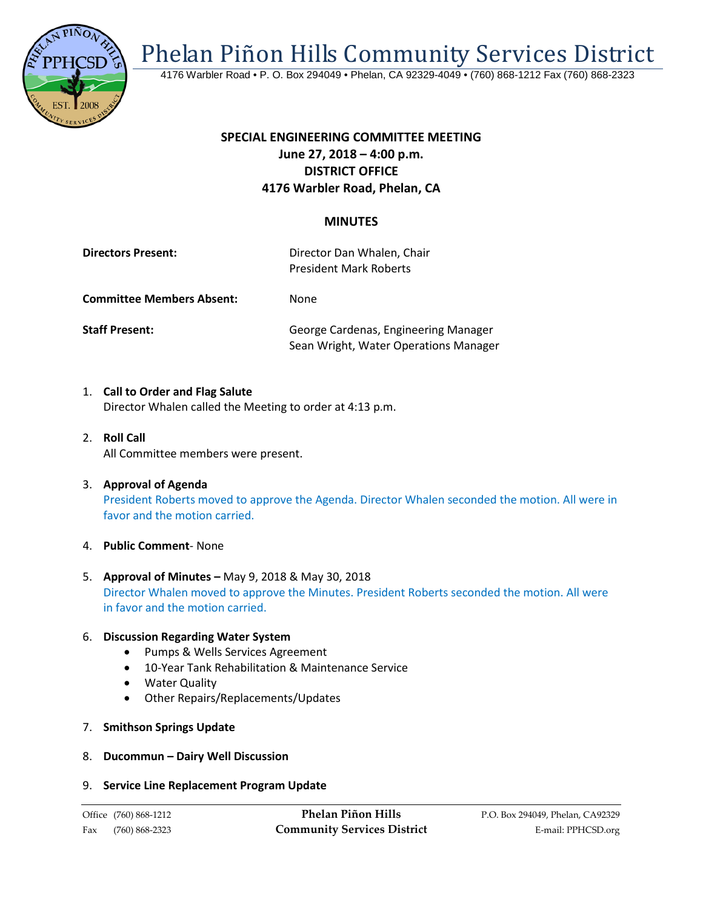# Phelan Piñon Hills Community Services District

4176 Warbler Road • P. O. Box 294049 • Phelan, CA 92329-4049 • (760) 868-1212 Fax (760) 868-2323

**SPECIAL ENGINEERING COMMITTEE MEETING**
**June 27, 2018 – 4:00 p.m.**
**DISTRICT OFFICE**
**4176 Warbler Road, Phelan, CA**

## MINUTES

**Directors Present:** Director Dan Whalen, Chair
President Mark Roberts

**Committee Members Absent:** None

**Staff Present:** George Cardenas, Engineering Manager
Sean Wright, Water Operations Manager

1. **Call to Order and Flag Salute**
   Director Whalen called the Meeting to order at 4:13 p.m.

2. **Roll Call**
   All Committee members were present.

3. **Approval of Agenda**
   President Roberts moved to approve the Agenda. Director Whalen seconded the motion. All were in favor and the motion carried.

4. **Public Comment**- None

5. **Approval of Minutes –** May 9, 2018 & May 30, 2018
   Director Whalen moved to approve the Minutes. President Roberts seconded the motion. All were in favor and the motion carried.

6. **Discussion Regarding Water System**
   - Pumps & Wells Services Agreement
   - 10-Year Tank Rehabilitation & Maintenance Service
   - Water Quality
   - Other Repairs/Replacements/Updates

7. **Smithson Springs Update**

8. **Ducommun – Dairy Well Discussion**

9. **Service Line Replacement Program Update**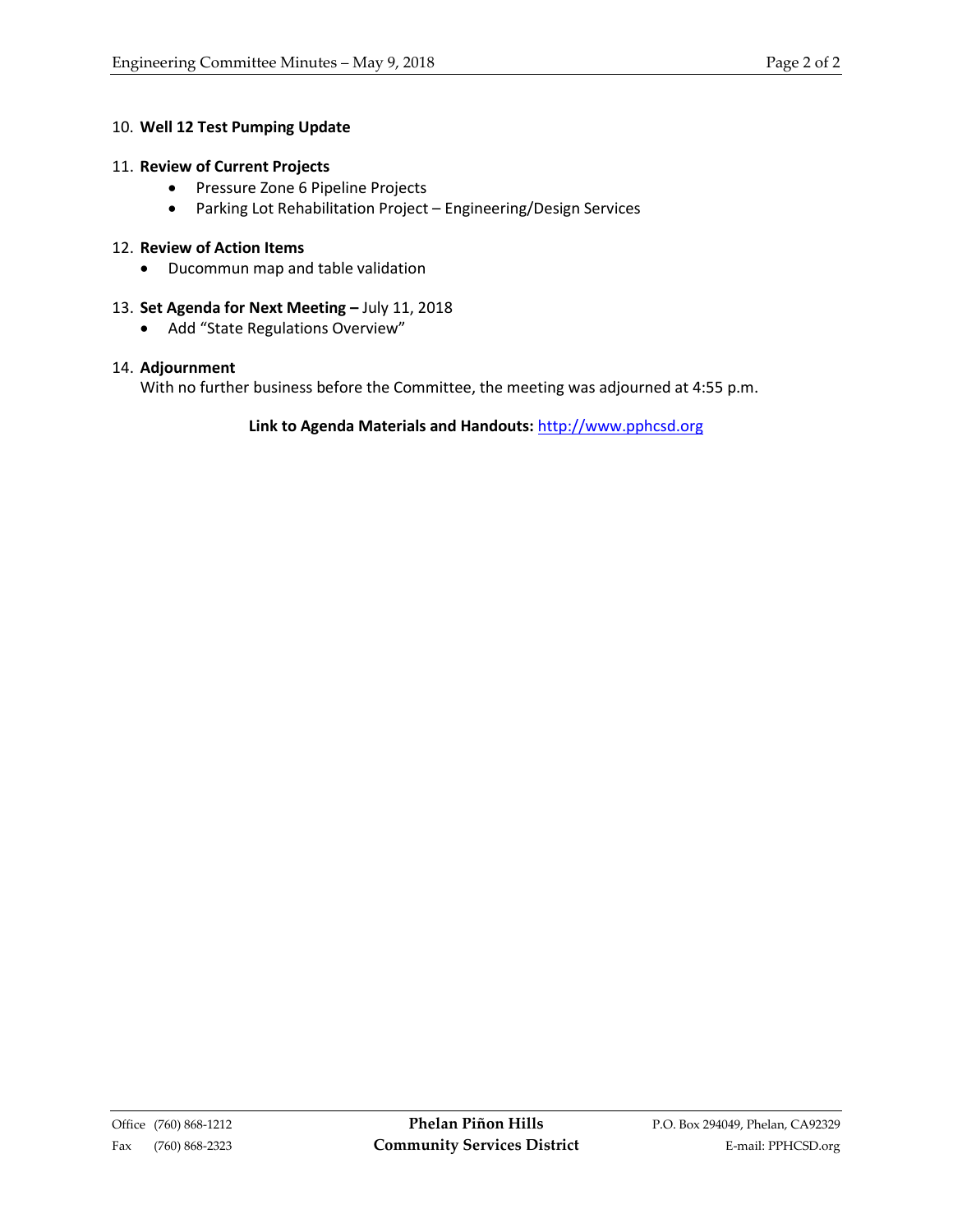10. **Well 12 Test Pumping Update**

11. **Review of Current Projects**
    - Pressure Zone 6 Pipeline Projects
    - Parking Lot Rehabilitation Project – Engineering/Design Services

12. **Review of Action Items**
    - Ducommun map and table validation

13. **Set Agenda for Next Meeting –** July 11, 2018
    - Add "State Regulations Overview"

14. **Adjournment**
    With no further business before the Committee, the meeting was adjourned at 4:55 p.m.

**Link to Agenda Materials and Handouts:** http://www.pphcsd.org

Office (760) 868-1212
Fax (760) 868-2323

**Phelan Piñon Hills Community Services District**

P.O. Box 294049, Phelan, CA92329
E-mail: PPHCSD.org